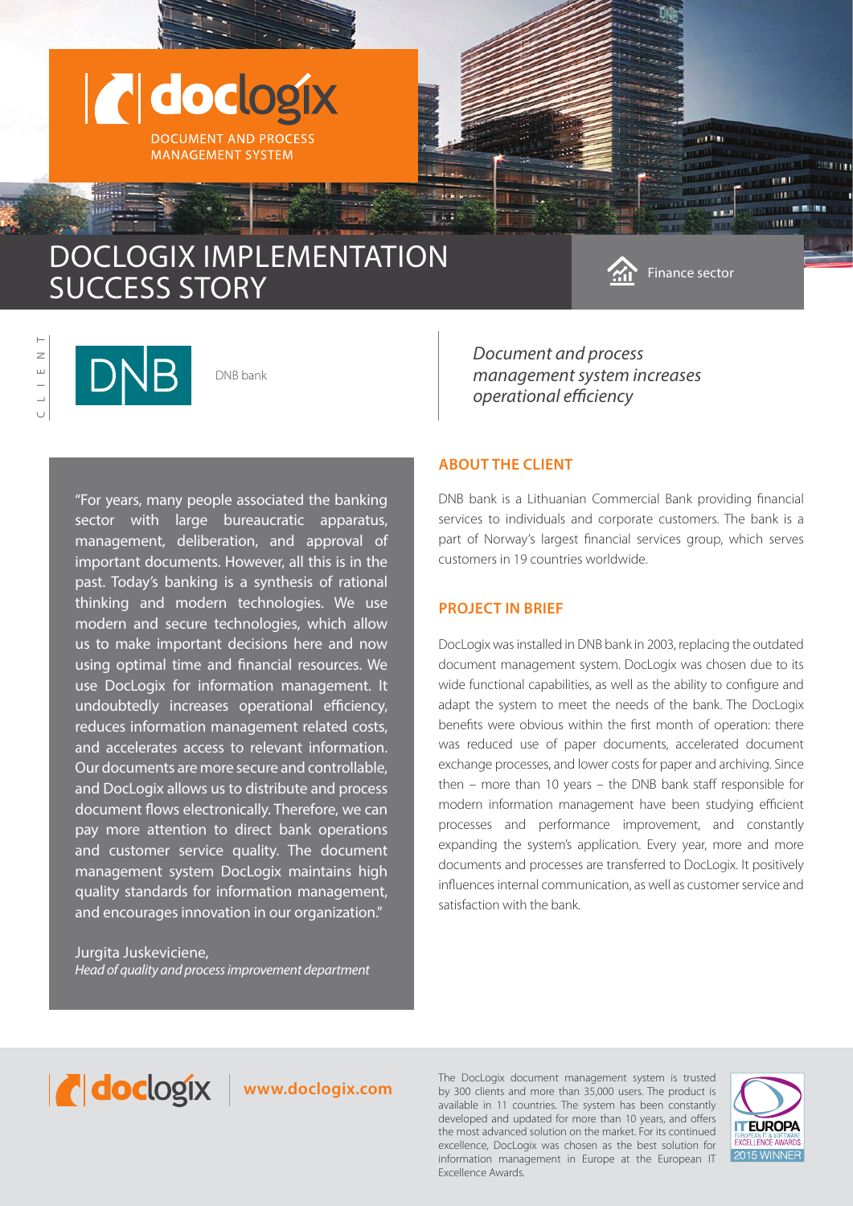doclogix

DOCUMENT AND PROCESS MANAGEMENT SYSTEM

# DOCLOGIX IMPLEMENTATION SUCCESS STORY

Finance sector

CLIENT

DNB

DNB bank

*Document and process management system increases operational efficiency*

"For years, many people associated the banking sector with large bureaucratic apparatus, management, deliberation, and approval of important documents. However, all this is in the past. Today's banking is a synthesis of rational thinking and modern technologies. We use modern and secure technologies, which allow us to make important decisions here and now using optimal time and financial resources. We use DocLogix for information management. It undoubtedly increases operational efficiency, reduces information management related costs, and accelerates access to relevant information. Our documents are more secure and controllable, and DocLogix allows us to distribute and process document flows electronically. Therefore, we can pay more attention to direct bank operations and customer service quality. The document management system DocLogix maintains high quality standards for information management, and encourages innovation in our organization."

Jurgita Juskeviciene,
*Head of quality and process improvement department*

## ABOUT THE CLIENT

DNB bank is a Lithuanian Commercial Bank providing financial services to individuals and corporate customers. The bank is a part of Norway's largest financial services group, which serves customers in 19 countries worldwide.

## PROJECT IN BRIEF

DocLogix was installed in DNB bank in 2003, replacing the outdated document management system. DocLogix was chosen due to its wide functional capabilities, as well as the ability to configure and adapt the system to meet the needs of the bank. The DocLogix benefits were obvious within the first month of operation: there was reduced use of paper documents, accelerated document exchange processes, and lower costs for paper and archiving. Since then – more than 10 years – the DNB bank staff responsible for modern information management have been studying efficient processes and performance improvement, and constantly expanding the system's application. Every year, more and more documents and processes are transferred to DocLogix. It positively influences internal communication, as well as customer service and satisfaction with the bank.

doclogix | **www.doclogix.com**

The DocLogix document management system is trusted by 300 clients and more than 35,000 users. The product is available in 11 countries. The system has been constantly developed and updated for more than 10 years, and offers the most advanced solution on the market. For its continued excellence, DocLogix was chosen as the best solution for information management in Europe at the European IT Excellence Awards.

IT EUROPA EUROPEAN IT & SOFTWARE EXCELLENCE AWARDS 2015 WINNER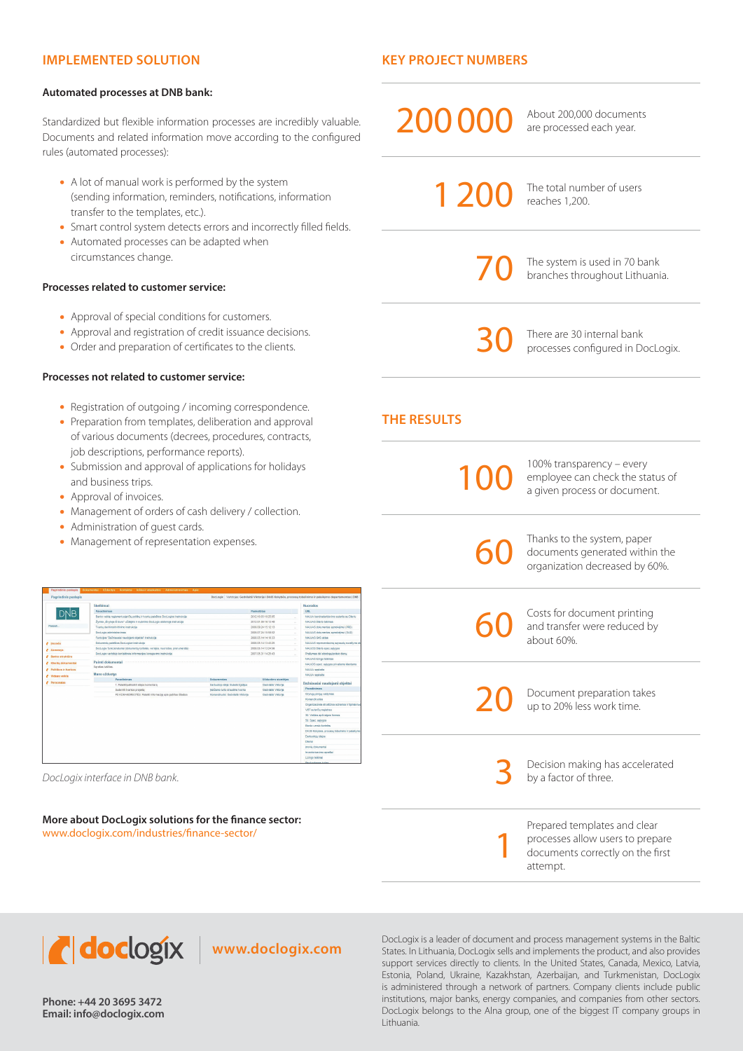## IMPLEMENTED SOLUTION

**Automated processes at DNB bank:**

Standardized but flexible information processes are incredibly valuable. Documents and related information move according to the configured rules (automated processes):

- A lot of manual work is performed by the system (sending information, reminders, notifications, information transfer to the templates, etc.).
- Smart control system detects errors and incorrectly filled fields.
- Automated processes can be adapted when circumstances change.

**Processes related to customer service:**

- Approval of special conditions for customers.
- Approval and registration of credit issuance decisions.
- Order and preparation of certificates to the clients.

**Processes not related to customer service:**

- Registration of outgoing / incoming correspondence.
- Preparation from templates, deliberation and approval of various documents (decrees, procedures, contracts, job descriptions, performance reports).
- Submission and approval of applications for holidays and business trips.
- Approval of invoices.
- Management of orders of cash delivery / collection.
- Administration of guest cards.
- Management of representation expenses.

*DocLogix interface in DNB bank.*

**More about DocLogix solutions for the finance sector:**
www.doclogix.com/industries/finance-sector/

## KEY PROJECT NUMBERS

**200 000** — About 200,000 documents are processed each year.

**1 200** — The total number of users reaches 1,200.

**70** — The system is used in 70 bank branches throughout Lithuania.

**30** — There are 30 internal bank processes configured in DocLogix.

## THE RESULTS

**100** — 100% transparency – every employee can check the status of a given process or document.

**60** — Thanks to the system, paper documents generated within the organization decreased by 60%.

**60** — Costs for document printing and transfer were reduced by about 60%.

**20** — Document preparation takes up to 20% less work time.

**3** — Decision making has accelerated by a factor of three.

**1** — Prepared templates and clear processes allow users to prepare documents correctly on the first attempt.

doclogix **www.doclogix.com**

**Phone: +44 20 3695 3472**
**Email: info@doclogix.com**

DocLogix is a leader of document and process management systems in the Baltic States. In Lithuania, DocLogix sells and implements the product, and also provides support services directly to clients. In the United States, Canada, Mexico, Latvia, Estonia, Poland, Ukraine, Kazakhstan, Azerbaijan, and Turkmenistan, DocLogix is administered through a network of partners. Company clients include public institutions, major banks, energy companies, and companies from other sectors. DocLogix belongs to the Alna group, one of the biggest IT company groups in Lithuania.